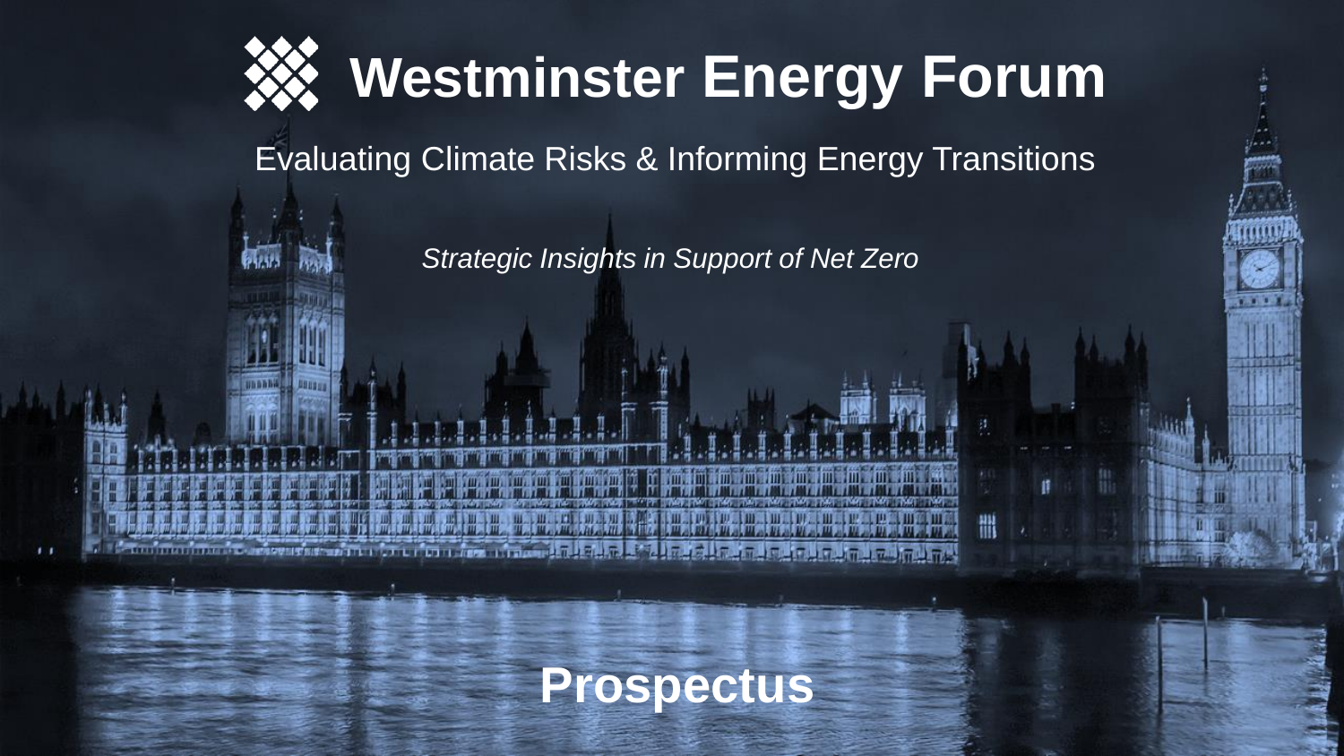# Westminster Energy Forum

Evaluating Climate Risks & Informing Energy Transitions

*Strategic Insights in Support of Net Zero*

**Prospectus**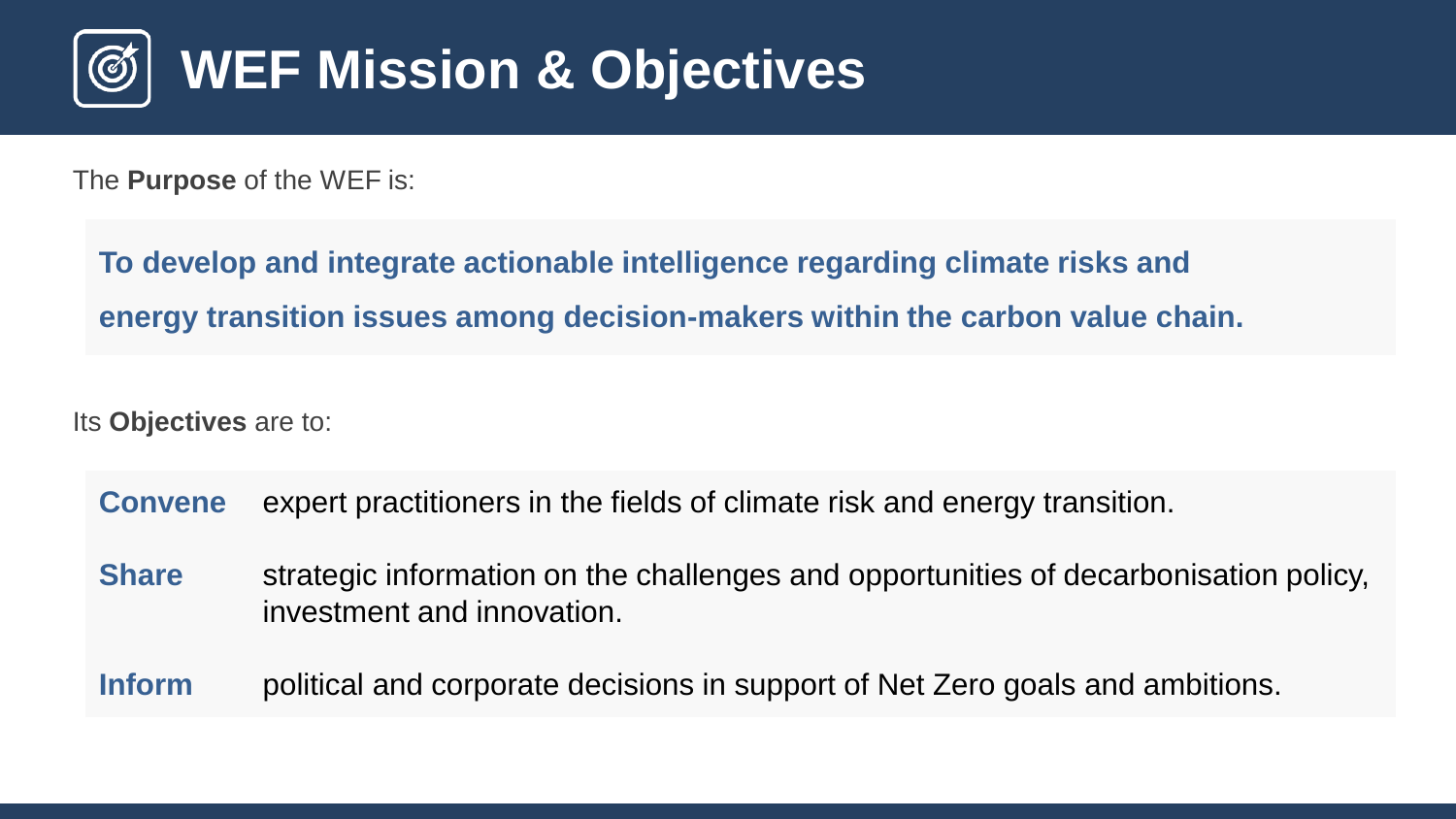# WEF Mission & Objectives

The **Purpose** of the WEF is:

> **To develop and integrate actionable intelligence regarding climate risks and energy transition issues among decision-makers within the carbon value chain.**

Its **Objectives** are to:

- **Convene** expert practitioners in the fields of climate risk and energy transition.
- **Share** strategic information on the challenges and opportunities of decarbonisation policy, investment and innovation.
- **Inform** political and corporate decisions in support of Net Zero goals and ambitions.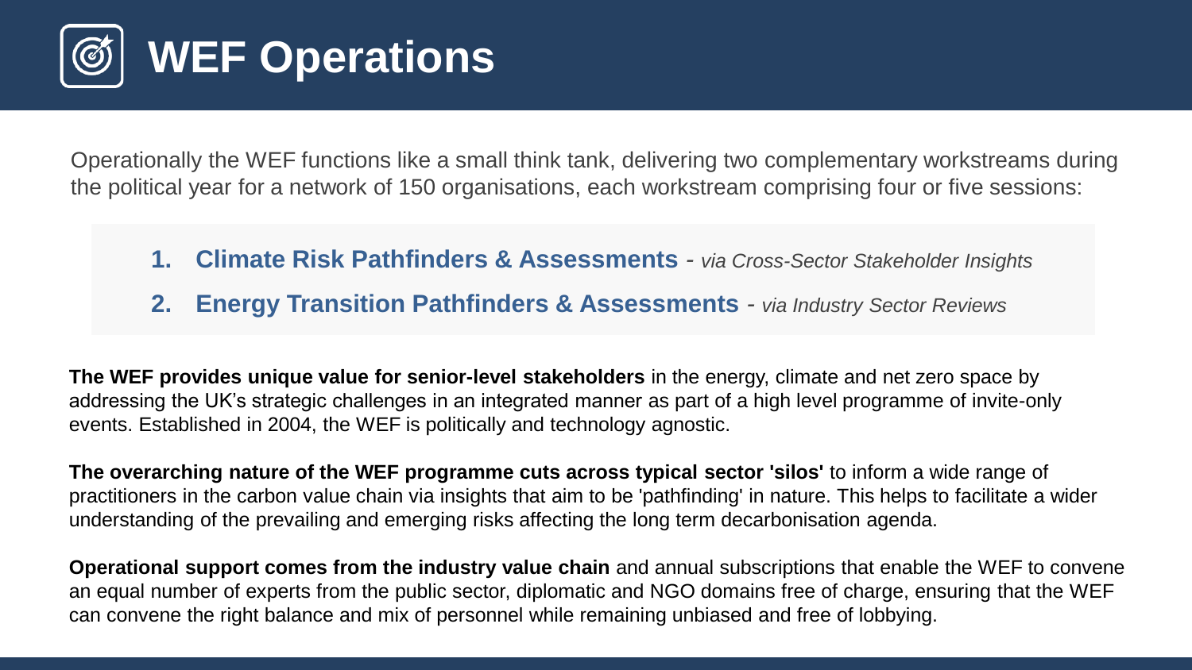# WEF Operations

Operationally the WEF functions like a small think tank, delivering two complementary workstreams during the political year for a network of 150 organisations, each workstream comprising four or five sessions:

1. **Climate Risk Pathfinders & Assessments** - *via Cross-Sector Stakeholder Insights*
2. **Energy Transition Pathfinders & Assessments** - *via Industry Sector Reviews*

**The WEF provides unique value for senior-level stakeholders** in the energy, climate and net zero space by addressing the UK's strategic challenges in an integrated manner as part of a high level programme of invite-only events. Established in 2004, the WEF is politically and technology agnostic.

**The overarching nature of the WEF programme cuts across typical sector 'silos'** to inform a wide range of practitioners in the carbon value chain via insights that aim to be 'pathfinding' in nature. This helps to facilitate a wider understanding of the prevailing and emerging risks affecting the long term decarbonisation agenda.

**Operational support comes from the industry value chain** and annual subscriptions that enable the WEF to convene an equal number of experts from the public sector, diplomatic and NGO domains free of charge, ensuring that the WEF can convene the right balance and mix of personnel while remaining unbiased and free of lobbying.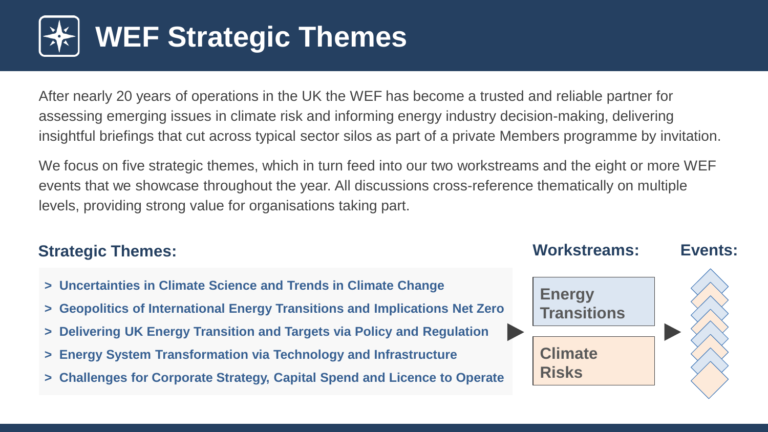# WEF Strategic Themes

After nearly 20 years of operations in the UK the WEF has become a trusted and reliable partner for assessing emerging issues in climate risk and informing energy industry decision-making, delivering insightful briefings that cut across typical sector silos as part of a private Members programme by invitation.

We focus on five strategic themes, which in turn feed into our two workstreams and the eight or more WEF events that we showcase throughout the year. All discussions cross-reference thematically on multiple levels, providing strong value for organisations taking part.

## Strategic Themes:

- **Uncertainties in Climate Science and Trends in Climate Change**
- **Geopolitics of International Energy Transitions and Implications Net Zero**
- **Delivering UK Energy Transition and Targets via Policy and Regulation**
- **Energy System Transformation via Technology and Infrastructure**
- **Challenges for Corporate Strategy, Capital Spend and Licence to Operate**

## Workstreams:

- **Energy Transitions**
- **Climate Risks**

## Events: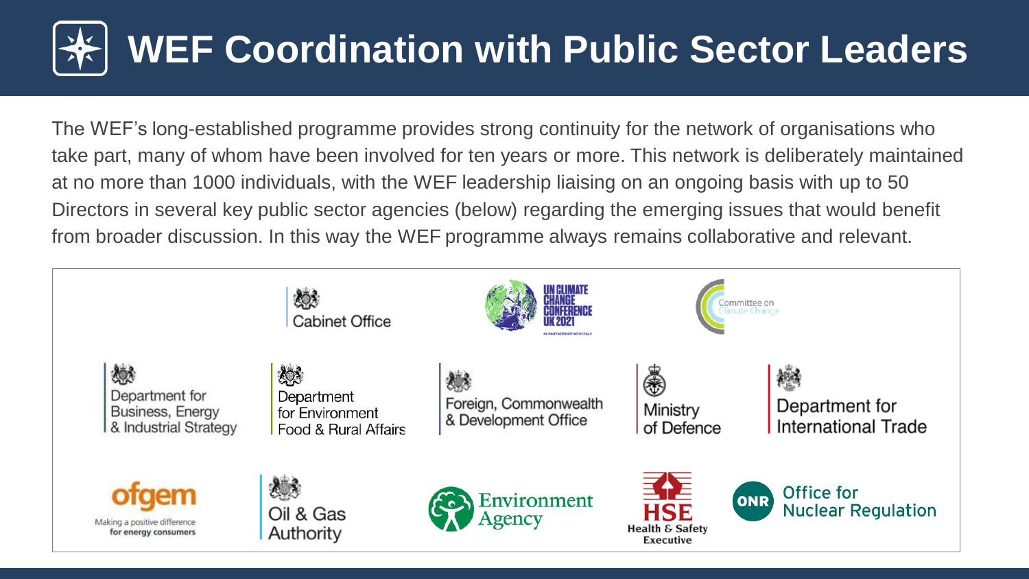# WEF Coordination with Public Sector Leaders

The WEF's long-established programme provides strong continuity for the network of organisations who take part, many of whom have been involved for ten years or more. This network is deliberately maintained at no more than 1000 individuals, with the WEF leadership liaising on an ongoing basis with up to 50 Directors in several key public sector agencies (below) regarding the emerging issues that would benefit from broader discussion. In this way the WEF programme always remains collaborative and relevant.

- Cabinet Office
- UN Climate Change Conference UK 2021 (In partnership with Italy)
- Committee on Climate Change
- Department for Business, Energy & Industrial Strategy
- Department for Environment Food & Rural Affairs
- Foreign, Commonwealth & Development Office
- Ministry of Defence
- Department for International Trade
- ofgem – Making a positive difference for energy consumers
- Oil & Gas Authority
- Environment Agency
- HSE – Health & Safety Executive
- ONR – Office for Nuclear Regulation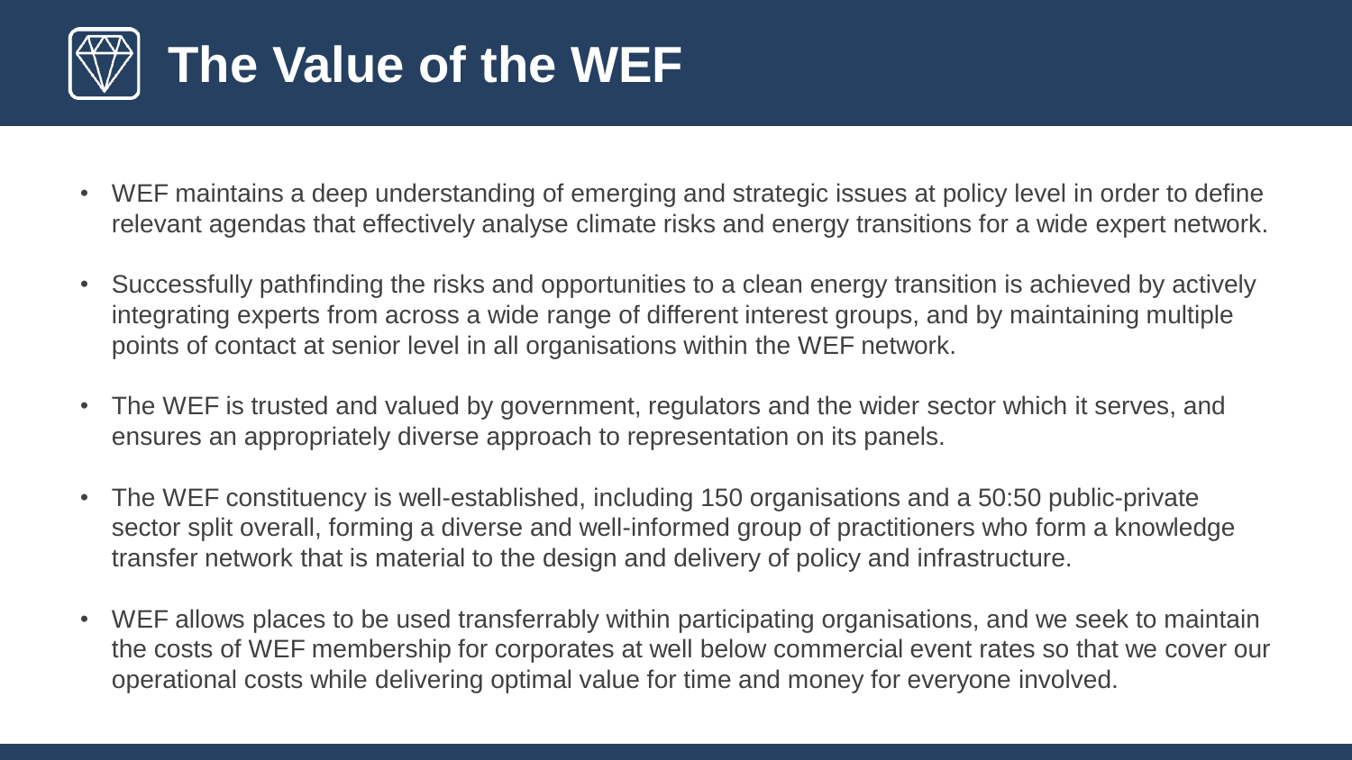# The Value of the WEF

- WEF maintains a deep understanding of emerging and strategic issues at policy level in order to define relevant agendas that effectively analyse climate risks and energy transitions for a wide expert network.
- Successfully pathfinding the risks and opportunities to a clean energy transition is achieved by actively integrating experts from across a wide range of different interest groups, and by maintaining multiple points of contact at senior level in all organisations within the WEF network.
- The WEF is trusted and valued by government, regulators and the wider sector which it serves, and ensures an appropriately diverse approach to representation on its panels.
- The WEF constituency is well-established, including 150 organisations and a 50:50 public-private sector split overall, forming a diverse and well-informed group of practitioners who form a knowledge transfer network that is material to the design and delivery of policy and infrastructure.
- WEF allows places to be used transferrably within participating organisations, and we seek to maintain the costs of WEF membership for corporates at well below commercial event rates so that we cover our operational costs while delivering optimal value for time and money for everyone involved.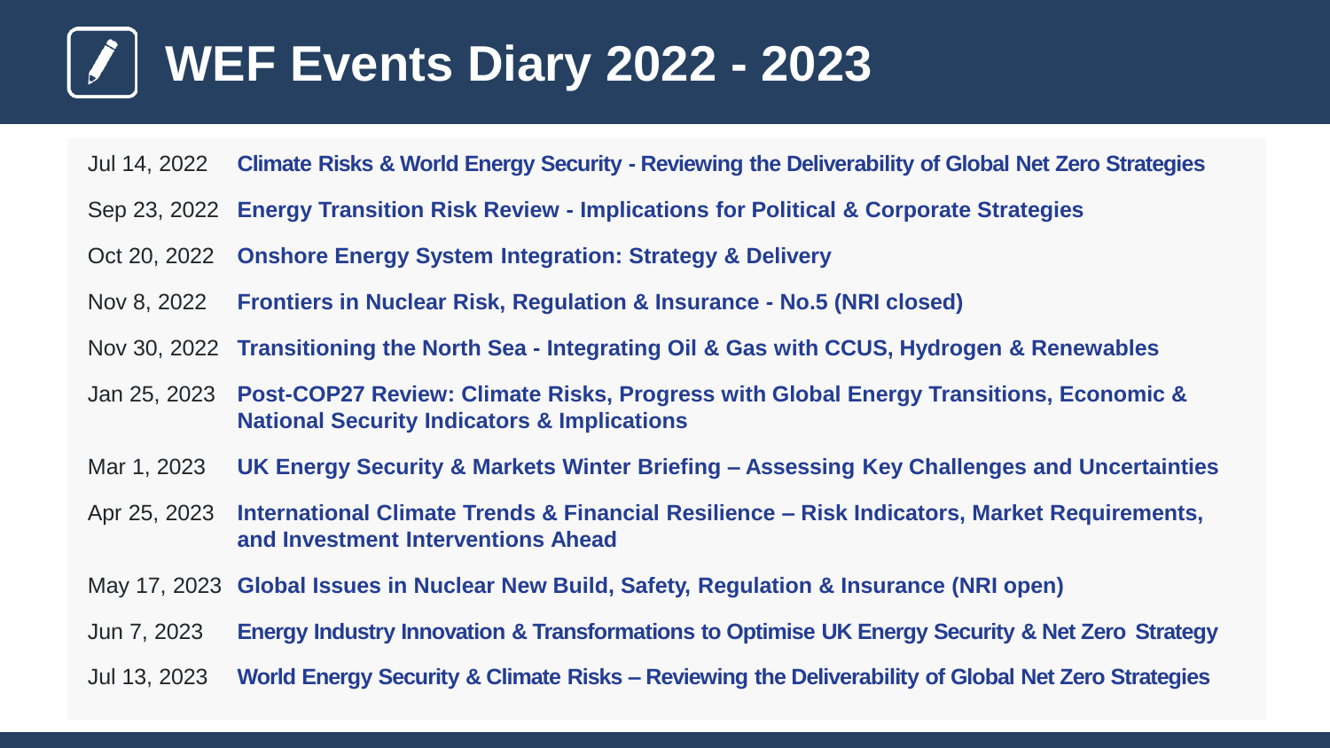# WEF Events Diary 2022 - 2023

| Date | Event |
| --- | --- |
| Jul 14, 2022 | **Climate Risks & World Energy Security - Reviewing the Deliverability of Global Net Zero Strategies** |
| Sep 23, 2022 | **Energy Transition Risk Review - Implications for Political & Corporate Strategies** |
| Oct 20, 2022 | **Onshore Energy System Integration: Strategy & Delivery** |
| Nov 8, 2022 | **Frontiers in Nuclear Risk, Regulation & Insurance - No.5 (NRI closed)** |
| Nov 30, 2022 | **Transitioning the North Sea - Integrating Oil & Gas with CCUS, Hydrogen & Renewables** |
| Jan 25, 2023 | **Post-COP27 Review: Climate Risks, Progress with Global Energy Transitions, Economic & National Security Indicators & Implications** |
| Mar 1, 2023 | **UK Energy Security & Markets Winter Briefing – Assessing Key Challenges and Uncertainties** |
| Apr 25, 2023 | **International Climate Trends & Financial Resilience – Risk Indicators, Market Requirements, and Investment Interventions Ahead** |
| May 17, 2023 | **Global Issues in Nuclear New Build, Safety, Regulation & Insurance (NRI open)** |
| Jun 7, 2023 | **Energy Industry Innovation & Transformations to Optimise UK Energy Security & Net Zero Strategy** |
| Jul 13, 2023 | **World Energy Security & Climate Risks – Reviewing the Deliverability of Global Net Zero Strategies** |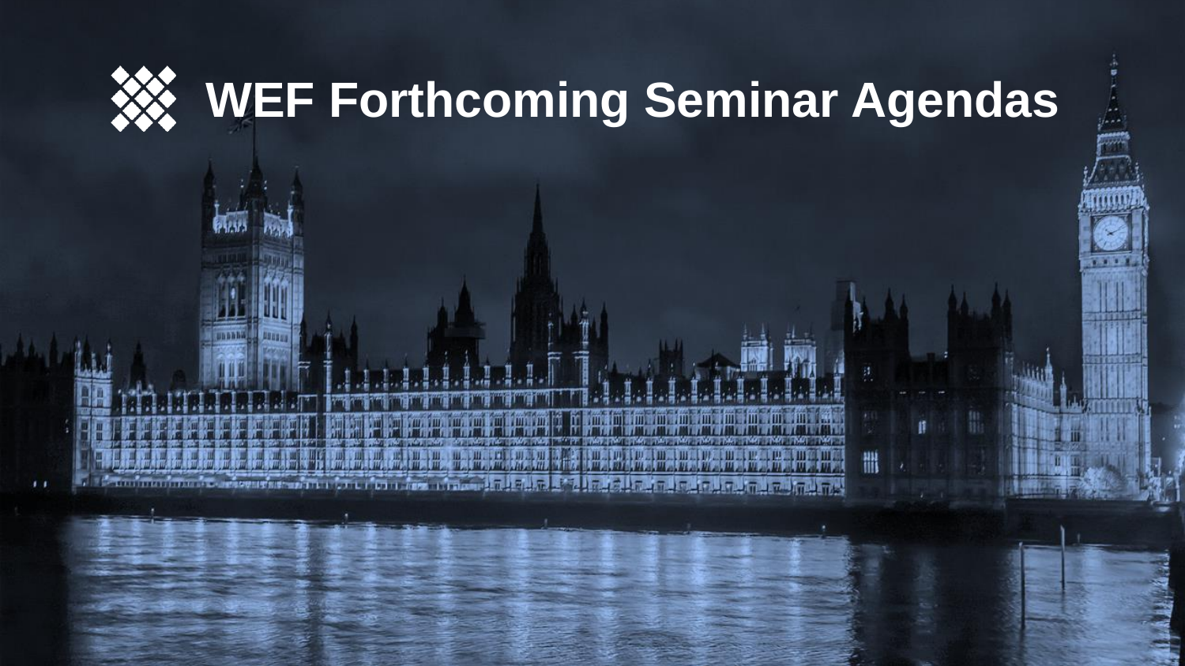# WEF Forthcoming Seminar Agendas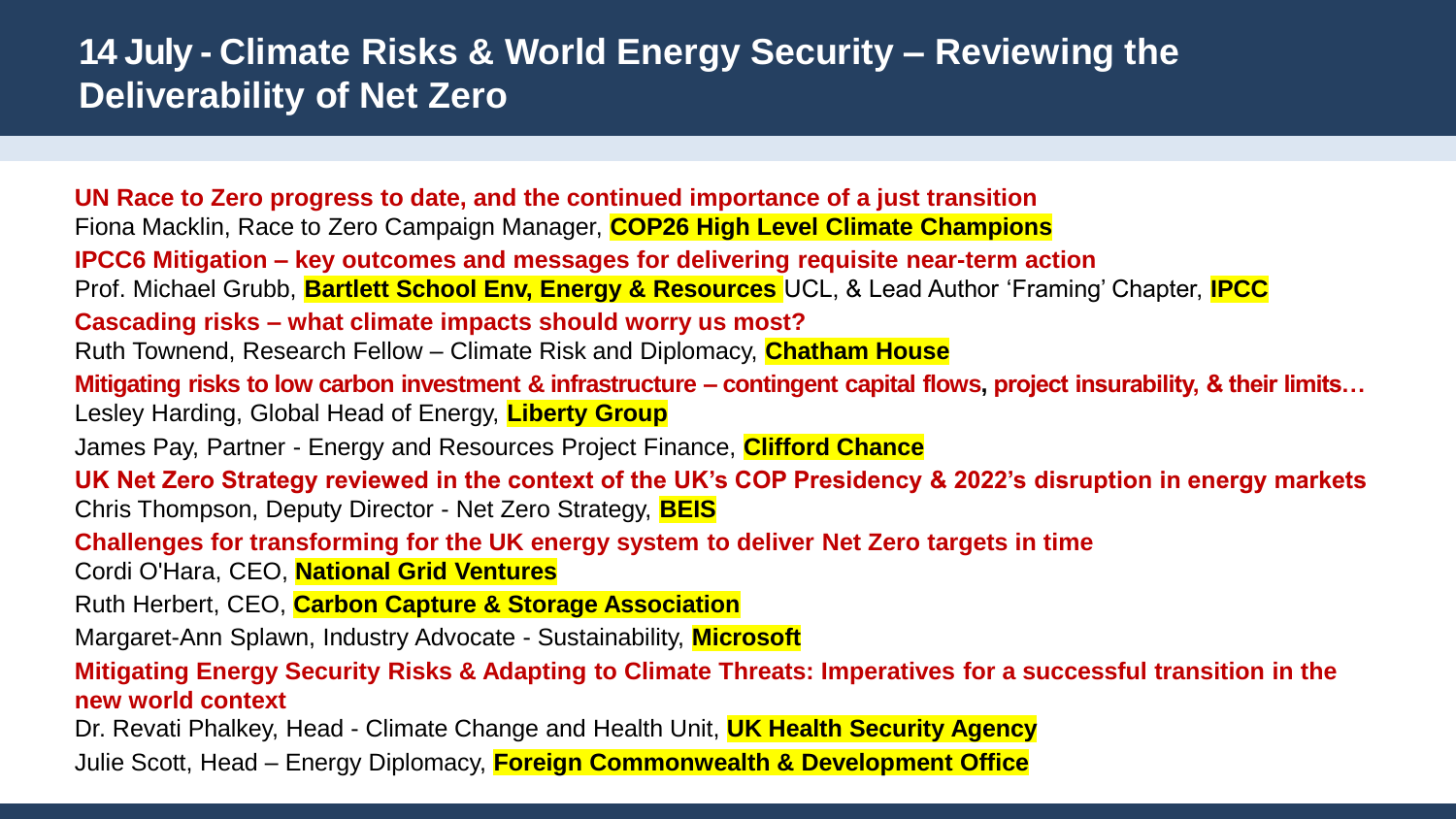# 14 July - Climate Risks & World Energy Security – Reviewing the Deliverability of Net Zero

**UN Race to Zero progress to date, and the continued importance of a just transition**

Fiona Macklin, Race to Zero Campaign Manager, **COP26 High Level Climate Champions**

**IPCC6 Mitigation – key outcomes and messages for delivering requisite near-term action**

Prof. Michael Grubb, **Bartlett School Env, Energy & Resources** UCL, & Lead Author 'Framing' Chapter, **IPCC**

**Cascading risks – what climate impacts should worry us most?**

Ruth Townend, Research Fellow – Climate Risk and Diplomacy, **Chatham House**

**Mitigating risks to low carbon investment & infrastructure – contingent capital flows, project insurability, & their limits…**

Lesley Harding, Global Head of Energy, **Liberty Group**

James Pay, Partner - Energy and Resources Project Finance, **Clifford Chance**

**UK Net Zero Strategy reviewed in the context of the UK's COP Presidency & 2022's disruption in energy markets**

Chris Thompson, Deputy Director - Net Zero Strategy, **BEIS**

**Challenges for transforming for the UK energy system to deliver Net Zero targets in time**

Cordi O'Hara, CEO, **National Grid Ventures**

Ruth Herbert, CEO, **Carbon Capture & Storage Association**

Margaret-Ann Splawn, Industry Advocate - Sustainability, **Microsoft**

**Mitigating Energy Security Risks & Adapting to Climate Threats: Imperatives for a successful transition in the new world context**

Dr. Revati Phalkey, Head - Climate Change and Health Unit, **UK Health Security Agency**

Julie Scott, Head – Energy Diplomacy, **Foreign Commonwealth & Development Office**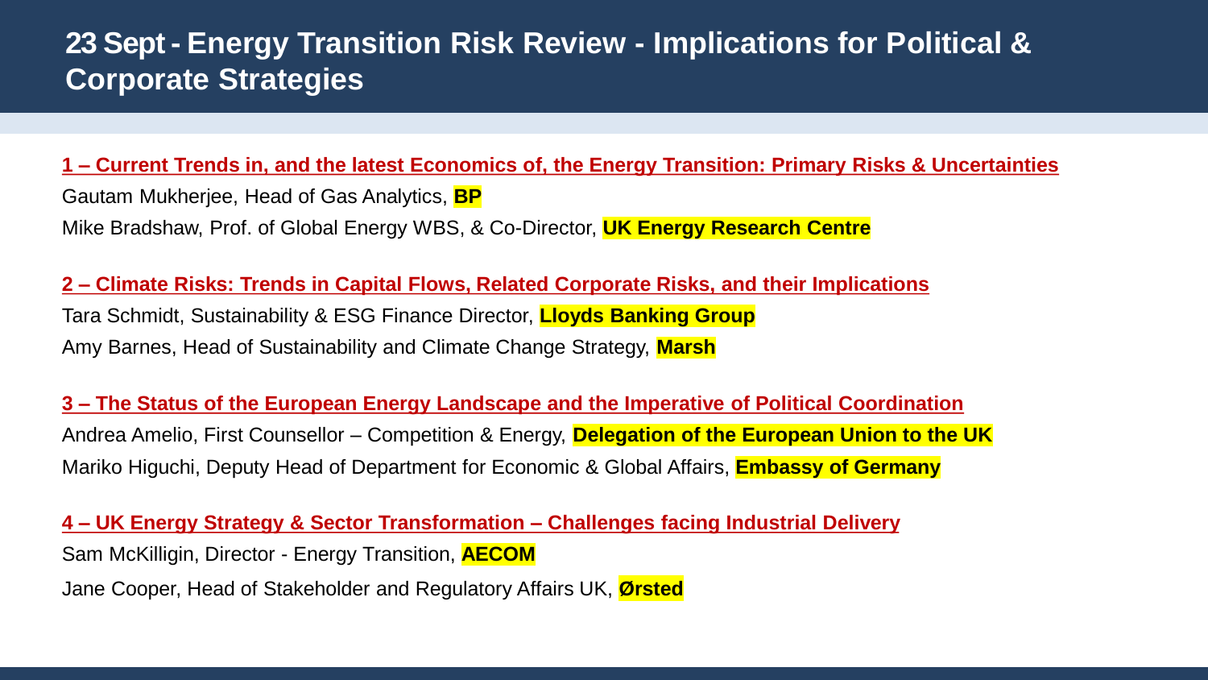# 23 Sept - Energy Transition Risk Review - Implications for Political & Corporate Strategies

**1 – Current Trends in, and the latest Economics of, the Energy Transition: Primary Risks & Uncertainties**

Gautam Mukherjee, Head of Gas Analytics, **BP**

Mike Bradshaw, Prof. of Global Energy WBS, & Co-Director, **UK Energy Research Centre**

**2 – Climate Risks: Trends in Capital Flows, Related Corporate Risks, and their Implications**

Tara Schmidt, Sustainability & ESG Finance Director, **Lloyds Banking Group**

Amy Barnes, Head of Sustainability and Climate Change Strategy, **Marsh**

**3 – The Status of the European Energy Landscape and the Imperative of Political Coordination**

Andrea Amelio, First Counsellor – Competition & Energy, **Delegation of the European Union to the UK**

Mariko Higuchi, Deputy Head of Department for Economic & Global Affairs, **Embassy of Germany**

**4 – UK Energy Strategy & Sector Transformation – Challenges facing Industrial Delivery**

Sam McKilligin, Director - Energy Transition, **AECOM**

Jane Cooper, Head of Stakeholder and Regulatory Affairs UK, **Ørsted**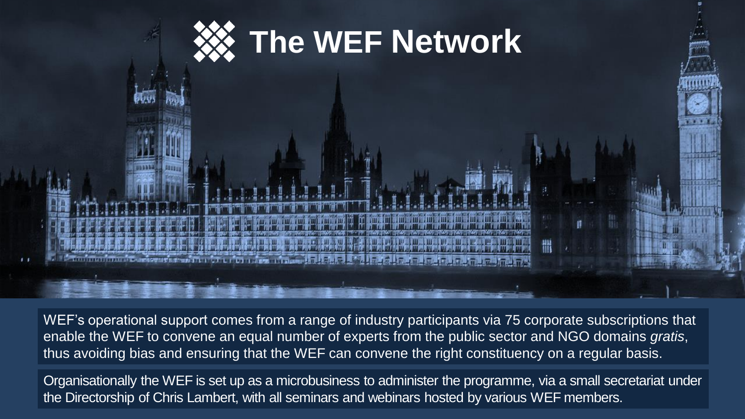# The WEF Network

WEF's operational support comes from a range of industry participants via 75 corporate subscriptions that enable the WEF to convene an equal number of experts from the public sector and NGO domains *gratis*, thus avoiding bias and ensuring that the WEF can convene the right constituency on a regular basis.

Organisationally the WEF is set up as a microbusiness to administer the programme, via a small secretariat under the Directorship of Chris Lambert, with all seminars and webinars hosted by various WEF members.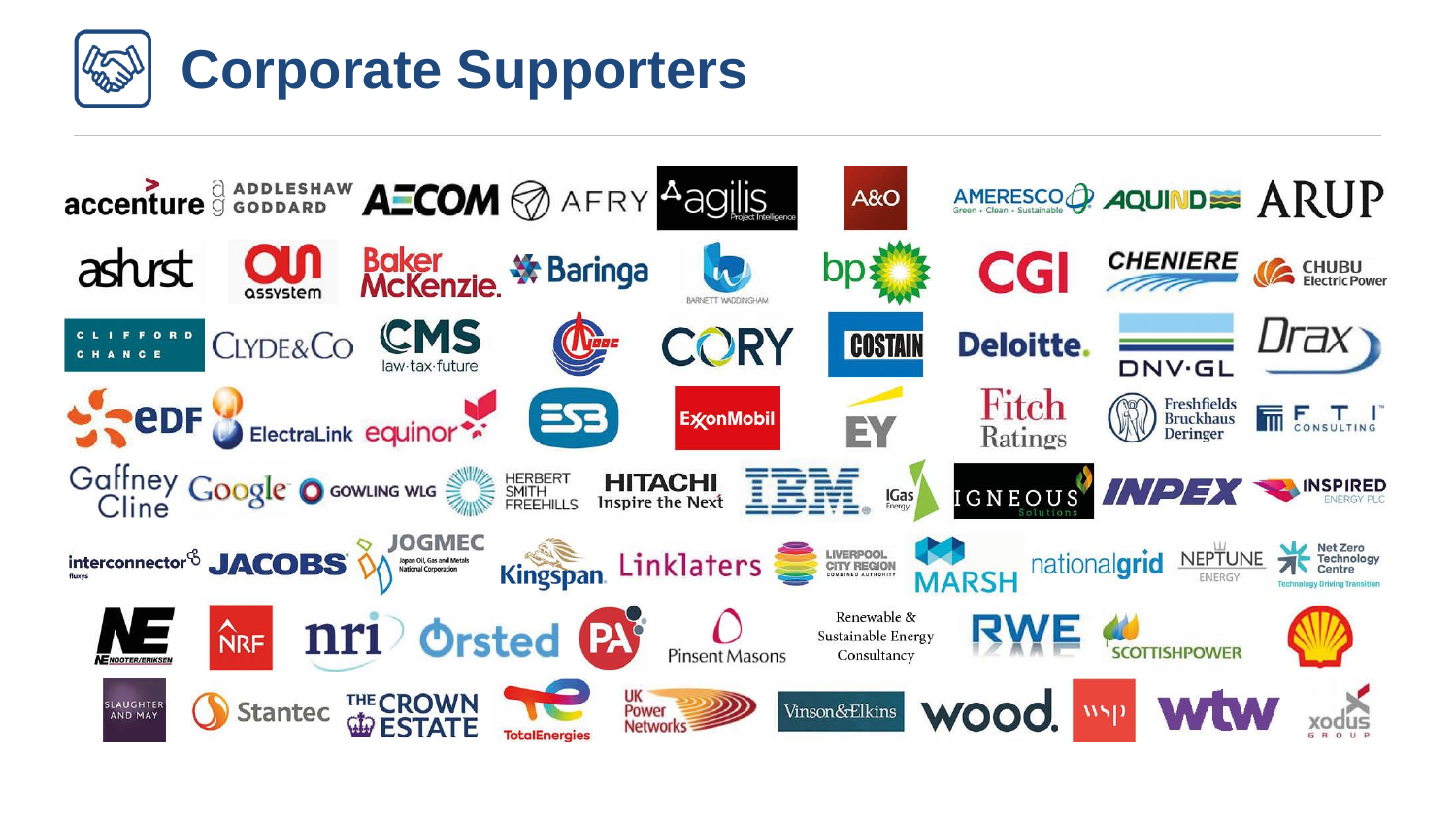# Corporate Supporters

accenture, Addleshaw Goddard, AECOM, AFRY, agilis Project Intelligence, A&O, Ameresco (Green • Clean • Sustainable), Aquind, ARUP

ashurst, assystem, Baker McKenzie, Baringa, Barnett Waddingham, bp, CGI, Cheniere, Chubu Electric Power

Clifford Chance, Clyde&Co, CMS law·tax·future, CNOOC, Cory, Costain, Deloitte, DNV·GL, Drax

EDF, ElectraLink, equinor, ESB, ExxonMobil, EY, Fitch Ratings, Freshfields Bruckhaus Deringer, FTI Consulting

Gaffney Cline, Google, Gowling WLG, Herbert Smith Freehills, Hitachi Inspire the Next, IBM, IGas Energy, Igneous Solutions, INPEX, Inspired Energy PLC

interconnector fluxys, Jacobs, JOGMEC Japan Oil, Gas and Metals National Corporation, Kingspan, Linklaters, Liverpool City Region Combined Authority, Marsh, nationalgrid, Neptune Energy, Net Zero Technology Centre Technology Driving Transition

NE Nooter/Eriksen, NRF, nri, Ørsted, PA, Pinsent Masons, Renewable & Sustainable Energy Consultancy, RWE, ScottishPower, Shell

Slaughter and May, Stantec, The Crown Estate, TotalEnergies, UK Power Networks, Vinson&Elkins, wood., wsp, wtw, xodus group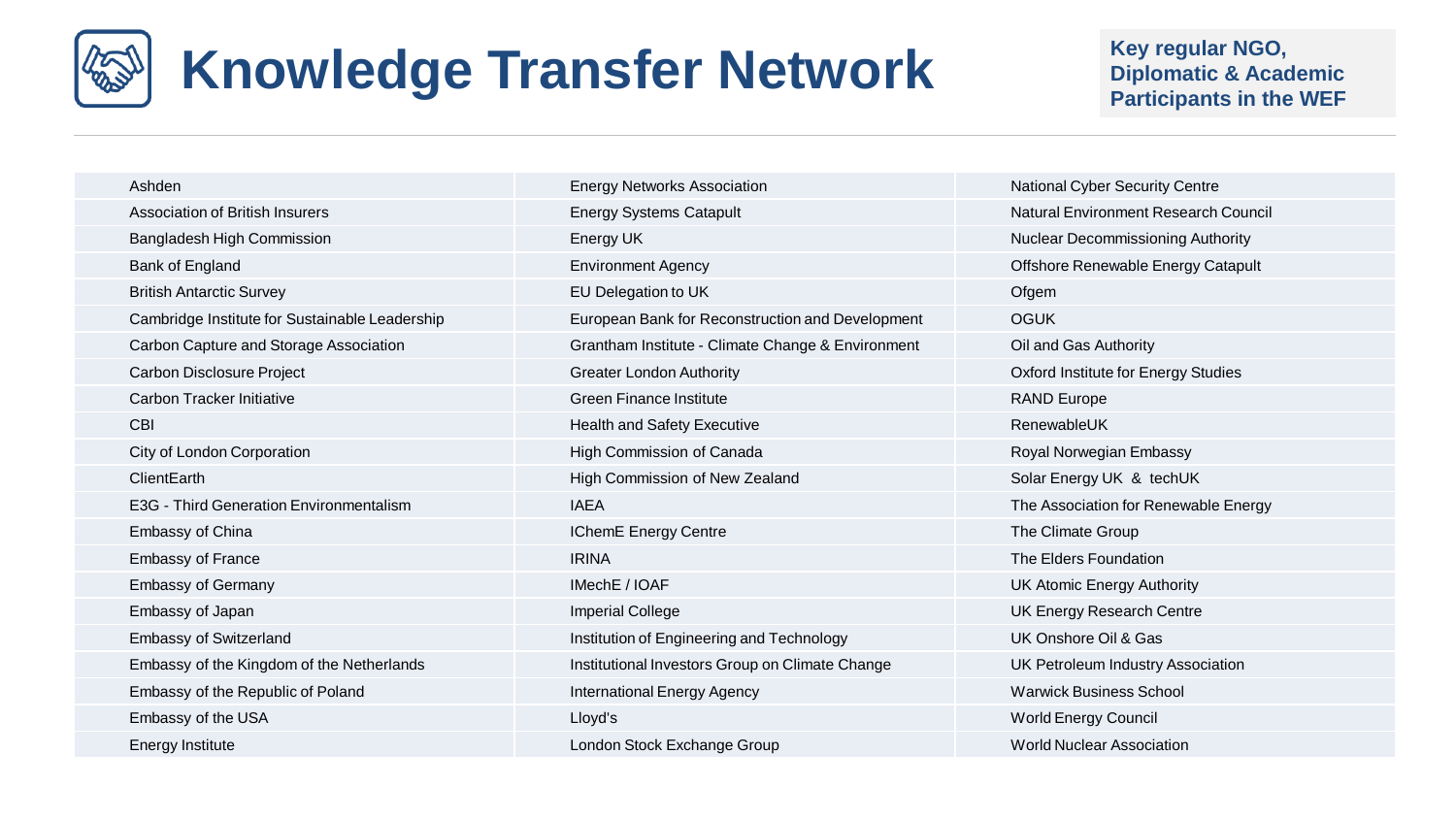# Knowledge Transfer Network

**Key regular NGO, Diplomatic & Academic Participants in the WEF**

| | | |
|---|---|---|
| Ashden | Energy Networks Association | National Cyber Security Centre |
| Association of British Insurers | Energy Systems Catapult | Natural Environment Research Council |
| Bangladesh High Commission | Energy UK | Nuclear Decommissioning Authority |
| Bank of England | Environment Agency | Offshore Renewable Energy Catapult |
| British Antarctic Survey | EU Delegation to UK | Ofgem |
| Cambridge Institute for Sustainable Leadership | European Bank for Reconstruction and Development | OGUK |
| Carbon Capture and Storage Association | Grantham Institute - Climate Change & Environment | Oil and Gas Authority |
| Carbon Disclosure Project | Greater London Authority | Oxford Institute for Energy Studies |
| Carbon Tracker Initiative | Green Finance Institute | RAND Europe |
| CBI | Health and Safety Executive | RenewableUK |
| City of London Corporation | High Commission of Canada | Royal Norwegian Embassy |
| ClientEarth | High Commission of New Zealand | Solar Energy UK & techUK |
| E3G - Third Generation Environmentalism | IAEA | The Association for Renewable Energy |
| Embassy of China | IChemE Energy Centre | The Climate Group |
| Embassy of France | IRINA | The Elders Foundation |
| Embassy of Germany | IMechE / IOAF | UK Atomic Energy Authority |
| Embassy of Japan | Imperial College | UK Energy Research Centre |
| Embassy of Switzerland | Institution of Engineering and Technology | UK Onshore Oil & Gas |
| Embassy of the Kingdom of the Netherlands | Institutional Investors Group on Climate Change | UK Petroleum Industry Association |
| Embassy of the Republic of Poland | International Energy Agency | Warwick Business School |
| Embassy of the USA | Lloyd's | World Energy Council |
| Energy Institute | London Stock Exchange Group | World Nuclear Association |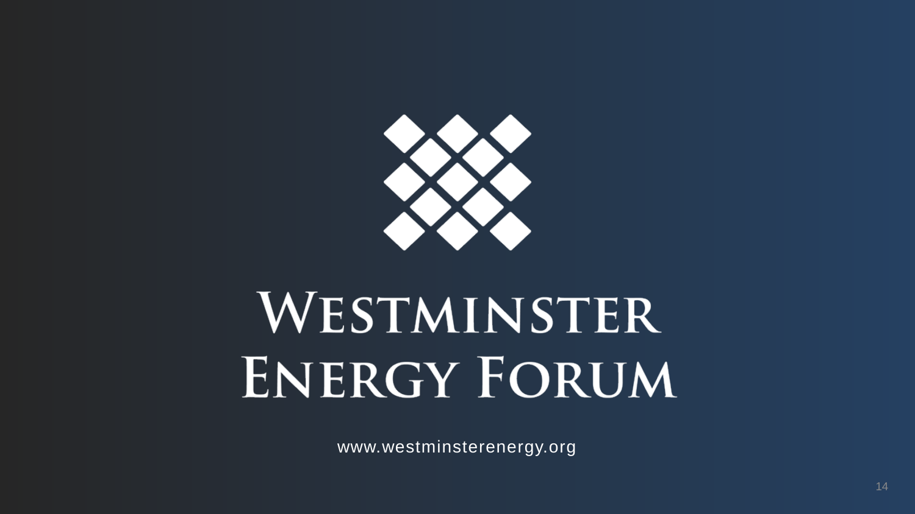# Westminster Energy Forum

www.westminsterenergy.org